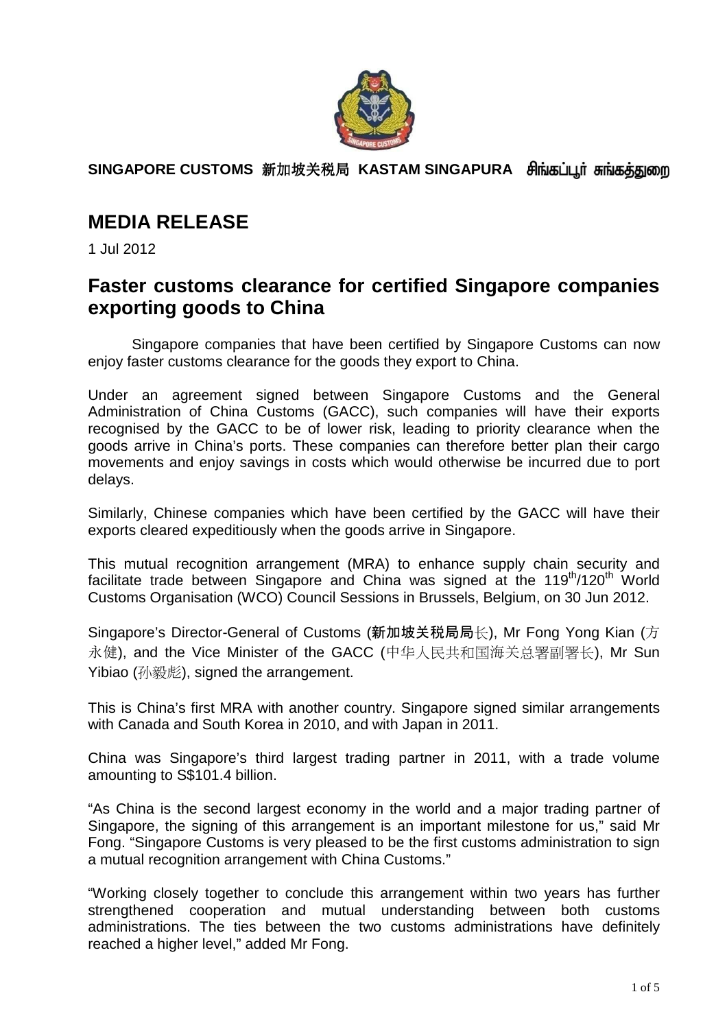**SINGAPORE CUSTOMS 新加坡关税局 KASTAM SINGAPURA சிங்கப்பூர் சுங்கத்துறை**

# MEDIA RELEASE

1 Jul 2012

## Faster customs clearance for certified Singapore companies exporting goods to China

Singapore companies that have been certified by Singapore Customs can now enjoy faster customs clearance for the goods they export to China.

Under an agreement signed between Singapore Customs and the General Administration of China Customs (GACC), such companies will have their exports recognised by the GACC to be of lower risk, leading to priority clearance when the goods arrive in China's ports. These companies can therefore better plan their cargo movements and enjoy savings in costs which would otherwise be incurred due to port delays.

Similarly, Chinese companies which have been certified by the GACC will have their exports cleared expeditiously when the goods arrive in Singapore.

This mutual recognition arrangement (MRA) to enhance supply chain security and facilitate trade between Singapore and China was signed at the 119th/120th World Customs Organisation (WCO) Council Sessions in Brussels, Belgium, on 30 Jun 2012.

Singapore's Director-General of Customs (新加坡关税局局长), Mr Fong Yong Kian (方永健), and the Vice Minister of the GACC (中华人民共和国海关总署副署长), Mr Sun Yibiao (孙毅彪), signed the arrangement.

This is China's first MRA with another country. Singapore signed similar arrangements with Canada and South Korea in 2010, and with Japan in 2011.

China was Singapore's third largest trading partner in 2011, with a trade volume amounting to S$101.4 billion.

"As China is the second largest economy in the world and a major trading partner of Singapore, the signing of this arrangement is an important milestone for us," said Mr Fong. "Singapore Customs is very pleased to be the first customs administration to sign a mutual recognition arrangement with China Customs."

"Working closely together to conclude this arrangement within two years has further strengthened cooperation and mutual understanding between both customs administrations. The ties between the two customs administrations have definitely reached a higher level," added Mr Fong.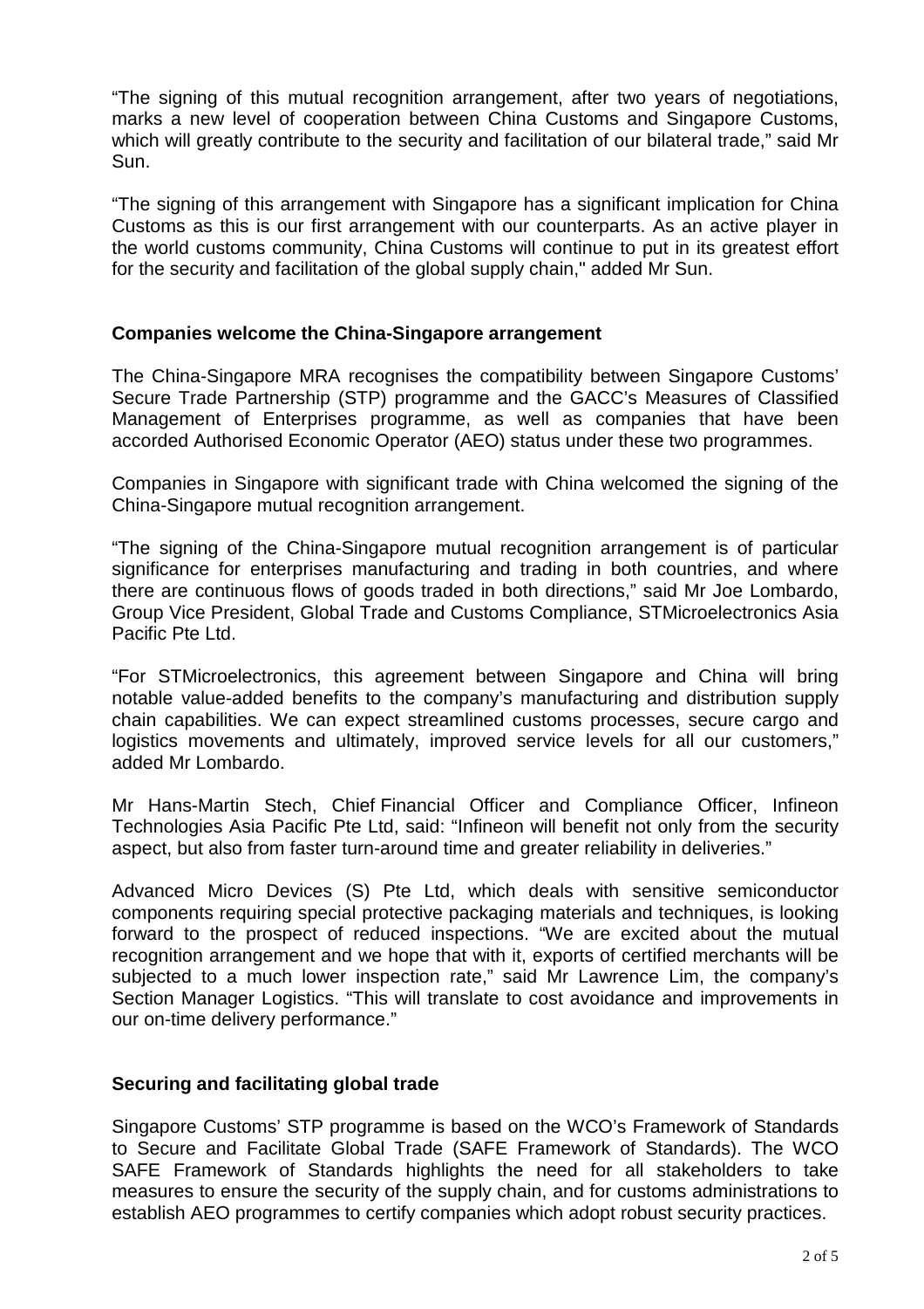"The signing of this mutual recognition arrangement, after two years of negotiations, marks a new level of cooperation between China Customs and Singapore Customs, which will greatly contribute to the security and facilitation of our bilateral trade," said Mr Sun.

"The signing of this arrangement with Singapore has a significant implication for China Customs as this is our first arrangement with our counterparts. As an active player in the world customs community, China Customs will continue to put in its greatest effort for the security and facilitation of the global supply chain," added Mr Sun.

**Companies welcome the China-Singapore arrangement**

The China-Singapore MRA recognises the compatibility between Singapore Customs' Secure Trade Partnership (STP) programme and the GACC's Measures of Classified Management of Enterprises programme, as well as companies that have been accorded Authorised Economic Operator (AEO) status under these two programmes.

Companies in Singapore with significant trade with China welcomed the signing of the China-Singapore mutual recognition arrangement.

"The signing of the China-Singapore mutual recognition arrangement is of particular significance for enterprises manufacturing and trading in both countries, and where there are continuous flows of goods traded in both directions," said Mr Joe Lombardo, Group Vice President, Global Trade and Customs Compliance, STMicroelectronics Asia Pacific Pte Ltd.

"For STMicroelectronics, this agreement between Singapore and China will bring notable value-added benefits to the company's manufacturing and distribution supply chain capabilities. We can expect streamlined customs processes, secure cargo and logistics movements and ultimately, improved service levels for all our customers," added Mr Lombardo.

Mr Hans-Martin Stech, Chief Financial Officer and Compliance Officer, Infineon Technologies Asia Pacific Pte Ltd, said: "Infineon will benefit not only from the security aspect, but also from faster turn-around time and greater reliability in deliveries."

Advanced Micro Devices (S) Pte Ltd, which deals with sensitive semiconductor components requiring special protective packaging materials and techniques, is looking forward to the prospect of reduced inspections. "We are excited about the mutual recognition arrangement and we hope that with it, exports of certified merchants will be subjected to a much lower inspection rate," said Mr Lawrence Lim, the company's Section Manager Logistics. "This will translate to cost avoidance and improvements in our on-time delivery performance."

**Securing and facilitating global trade**

Singapore Customs' STP programme is based on the WCO's Framework of Standards to Secure and Facilitate Global Trade (SAFE Framework of Standards). The WCO SAFE Framework of Standards highlights the need for all stakeholders to take measures to ensure the security of the supply chain, and for customs administrations to establish AEO programmes to certify companies which adopt robust security practices.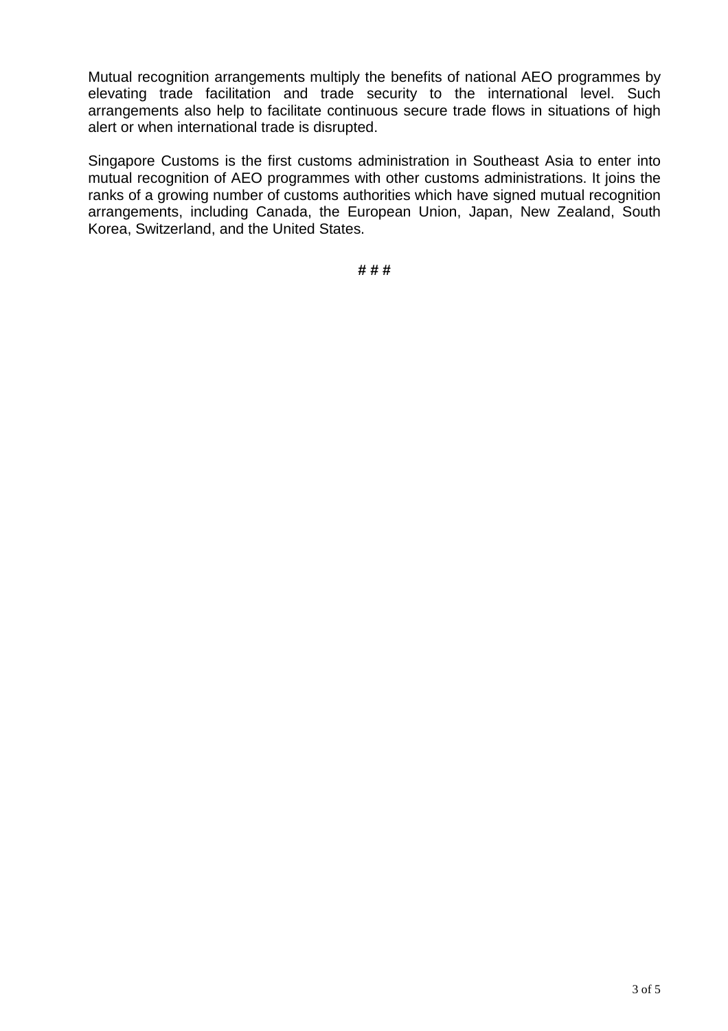Mutual recognition arrangements multiply the benefits of national AEO programmes by elevating trade facilitation and trade security to the international level. Such arrangements also help to facilitate continuous secure trade flows in situations of high alert or when international trade is disrupted.

Singapore Customs is the first customs administration in Southeast Asia to enter into mutual recognition of AEO programmes with other customs administrations. It joins the ranks of a growing number of customs authorities which have signed mutual recognition arrangements, including Canada, the European Union, Japan, New Zealand, South Korea, Switzerland, and the United States.

# # #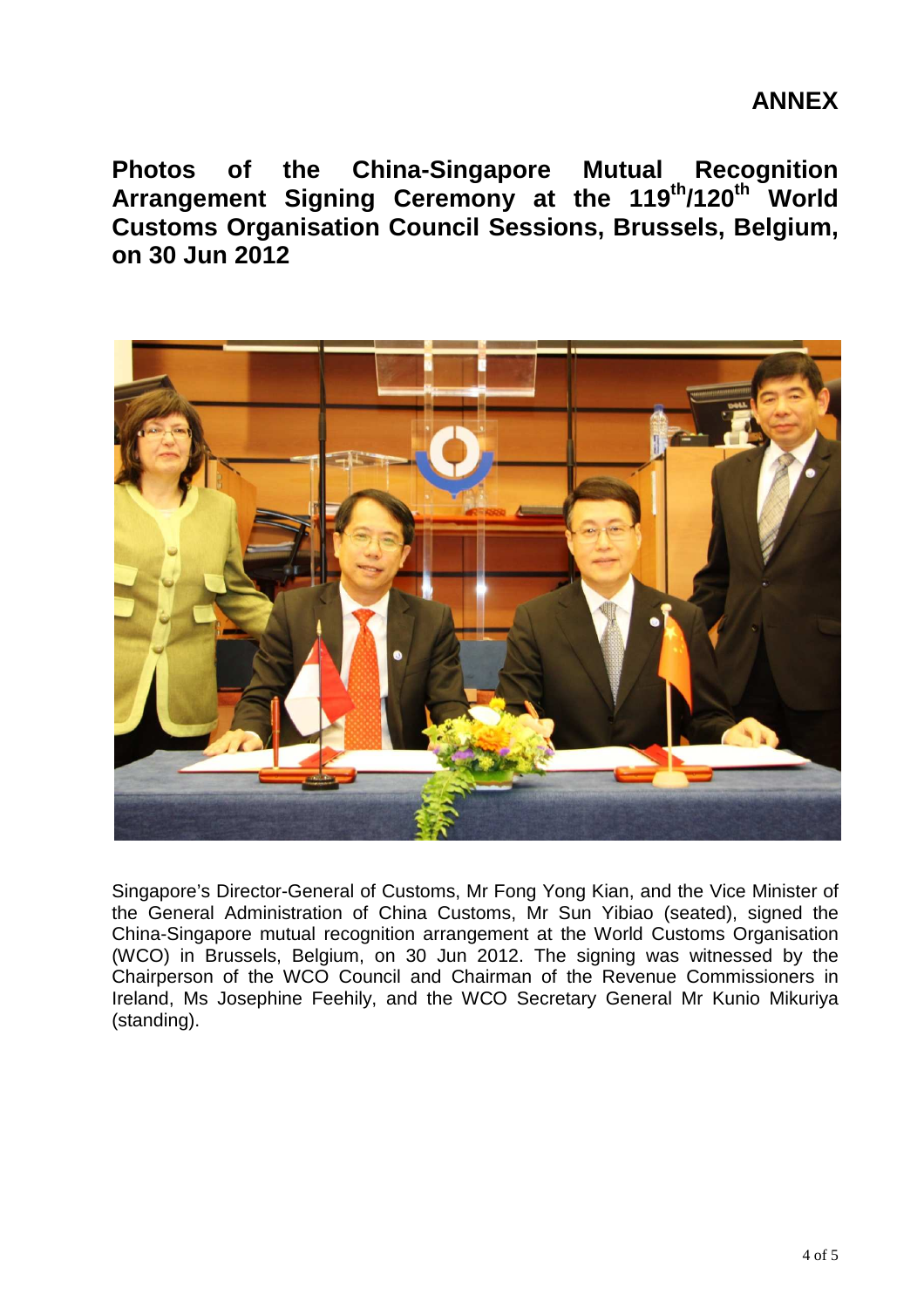**ANNEX**

# Photos of the China-Singapore Mutual Recognition Arrangement Signing Ceremony at the 119th/120th World Customs Organisation Council Sessions, Brussels, Belgium, on 30 Jun 2012

Singapore's Director-General of Customs, Mr Fong Yong Kian, and the Vice Minister of the General Administration of China Customs, Mr Sun Yibiao (seated), signed the China-Singapore mutual recognition arrangement at the World Customs Organisation (WCO) in Brussels, Belgium, on 30 Jun 2012. The signing was witnessed by the Chairperson of the WCO Council and Chairman of the Revenue Commissioners in Ireland, Ms Josephine Feehily, and the WCO Secretary General Mr Kunio Mikuriya (standing).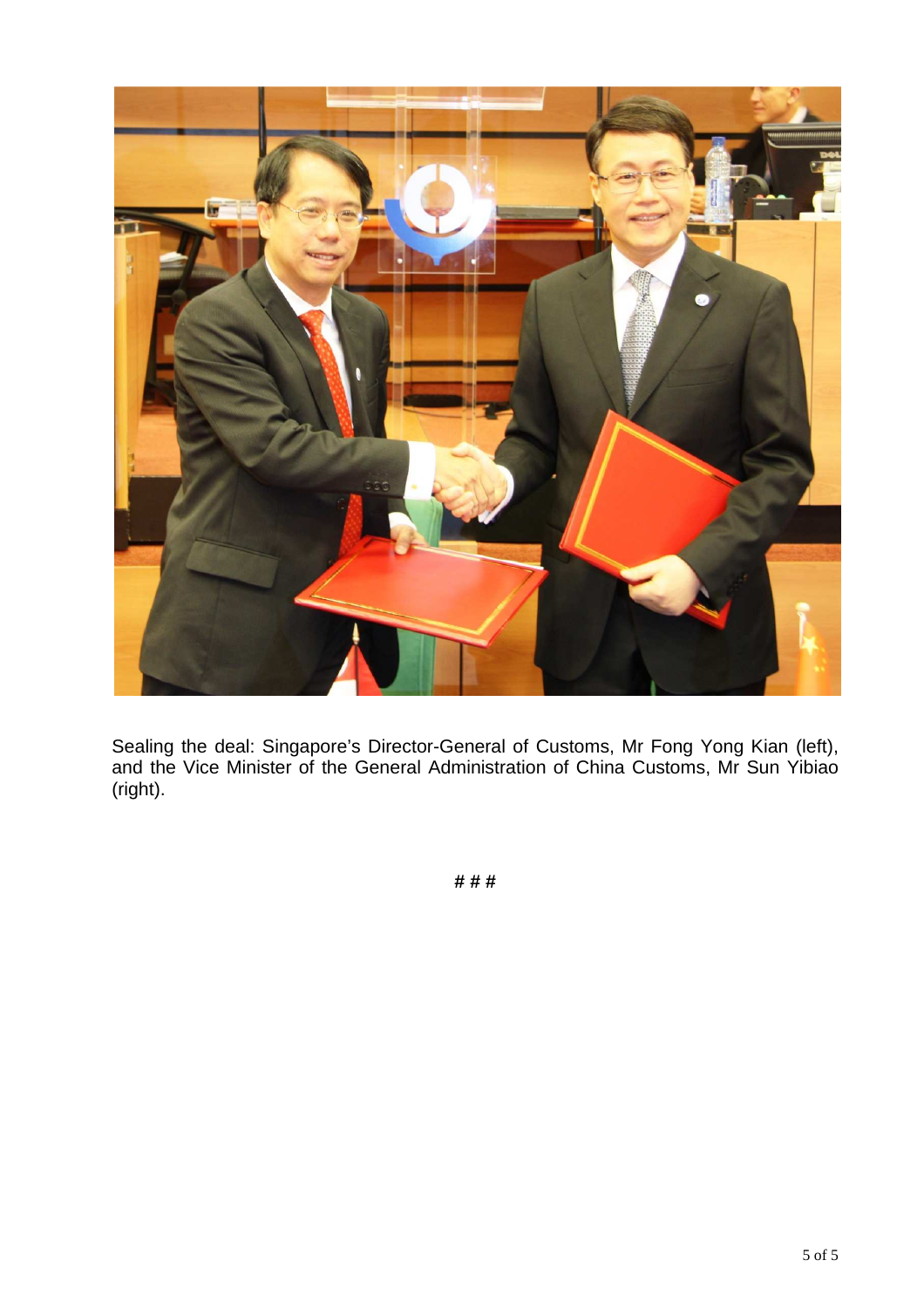Sealing the deal: Singapore's Director-General of Customs, Mr Fong Yong Kian (left), and the Vice Minister of the General Administration of China Customs, Mr Sun Yibiao (right).

# # #